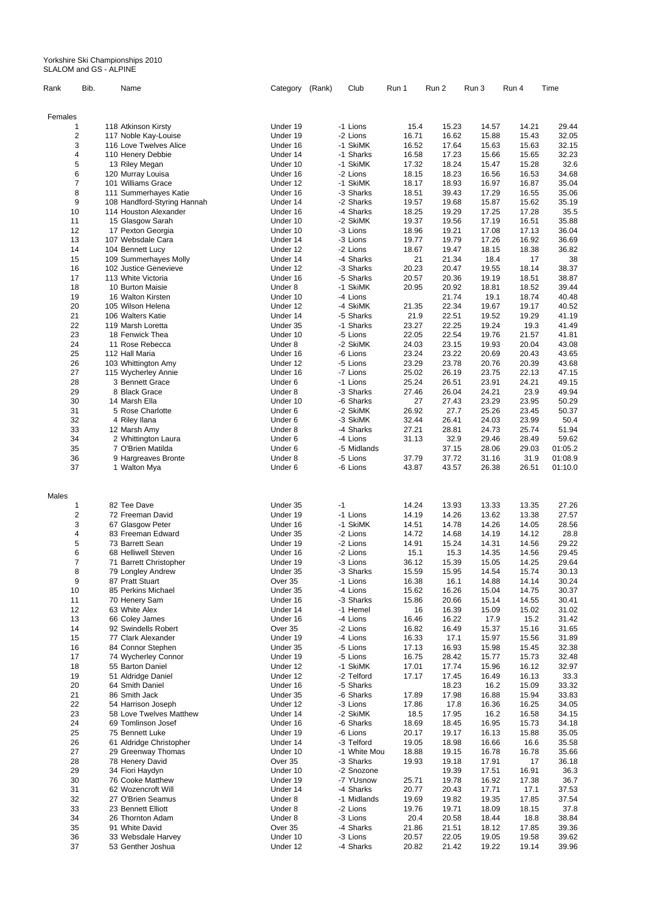Yorkshire Ski Championships 2010
SLALOM and GS - ALPINE

| Rank | Bib. | Name | Category | (Rank) | Club | Run 1 | Run 2 | Run 3 | Run 4 | Time |
|---|---|---|---|---|---|---|---|---|---|---|
| Females | | | | | | | | | | |
| 1 | 118 | Atkinson Kirsty | Under 19 | -1 | Lions | 15.4 | 15.23 | 14.57 | 14.21 | 29.44 |
| 2 | 117 | Noble Kay-Louise | Under 19 | -2 | Lions | 16.71 | 16.62 | 15.88 | 15.43 | 32.05 |
| 3 | 116 | Love Twelves Alice | Under 16 | -1 | SkiMK | 16.52 | 17.64 | 15.63 | 15.63 | 32.15 |
| 4 | 110 | Henery Debbie | Under 14 | -1 | Sharks | 16.58 | 17.23 | 15.66 | 15.65 | 32.23 |
| 5 | 13 | Riley Megan | Under 10 | -1 | SkiMK | 17.32 | 18.24 | 15.47 | 15.28 | 32.6 |
| 6 | 120 | Murray Louisa | Under 16 | -2 | Lions | 18.15 | 18.23 | 16.56 | 16.53 | 34.68 |
| 7 | 101 | Williams Grace | Under 12 | -1 | SkiMK | 18.17 | 18.93 | 16.97 | 16.87 | 35.04 |
| 8 | 111 | Summerhayes Katie | Under 16 | -3 | Sharks | 18.51 | 39.43 | 17.29 | 16.55 | 35.06 |
| 9 | 108 | Handford-Styring Hannah | Under 14 | -2 | Sharks | 19.57 | 19.68 | 15.87 | 15.62 | 35.19 |
| 10 | 114 | Houston Alexander | Under 16 | -4 | Sharks | 18.25 | 19.29 | 17.25 | 17.28 | 35.5 |
| 11 | 15 | Glasgow Sarah | Under 10 | -2 | SkiMK | 19.37 | 19.56 | 17.19 | 16.51 | 35.88 |
| 12 | 17 | Pexton Georgia | Under 10 | -3 | Lions | 18.96 | 19.21 | 17.08 | 17.13 | 36.04 |
| 13 | 107 | Websdale Cara | Under 14 | -3 | Lions | 19.77 | 19.79 | 17.26 | 16.92 | 36.69 |
| 14 | 104 | Bennett Lucy | Under 12 | -2 | Lions | 18.67 | 19.47 | 18.15 | 18.38 | 36.82 |
| 15 | 109 | Summerhayes Molly | Under 14 | -4 | Sharks | 21 | 21.34 | 18.4 | 17 | 38 |
| 16 | 102 | Justice Genevieve | Under 12 | -3 | Sharks | 20.23 | 20.47 | 19.55 | 18.14 | 38.37 |
| 17 | 113 | White Victoria | Under 16 | -5 | Sharks | 20.57 | 20.36 | 19.19 | 18.51 | 38.87 |
| 18 | 10 | Burton Maisie | Under 8 | -1 | SkiMK | 20.95 | 20.92 | 18.81 | 18.52 | 39.44 |
| 19 | 16 | Walton Kirsten | Under 10 | -4 | Lions | | 21.74 | 19.1 | 18.74 | 40.48 |
| 20 | 105 | Wilson Helena | Under 12 | -4 | SkiMK | 21.35 | 22.34 | 19.67 | 19.17 | 40.52 |
| 21 | 106 | Walters Katie | Under 14 | -5 | Sharks | 21.9 | 22.51 | 19.52 | 19.29 | 41.19 |
| 22 | 119 | Marsh Loretta | Under 35 | -1 | Sharks | 23.27 | 22.25 | 19.24 | 19.3 | 41.49 |
| 23 | 18 | Fenwick Thea | Under 10 | -5 | Lions | 22.05 | 22.54 | 19.76 | 21.57 | 41.81 |
| 24 | 11 | Rose Rebecca | Under 8 | -2 | SkiMK | 24.03 | 23.15 | 19.93 | 20.04 | 43.08 |
| 25 | 112 | Hall Maria | Under 16 | -6 | Lions | 23.24 | 23.22 | 20.69 | 20.43 | 43.65 |
| 26 | 103 | Whittington Amy | Under 12 | -5 | Lions | 23.29 | 23.78 | 20.76 | 20.39 | 43.68 |
| 27 | 115 | Wycherley Annie | Under 16 | -7 | Lions | 25.02 | 26.19 | 23.75 | 22.13 | 47.15 |
| 28 | 3 | Bennett Grace | Under 6 | -1 | Lions | 25.24 | 26.51 | 23.91 | 24.21 | 49.15 |
| 29 | 8 | Black Grace | Under 8 | -3 | Sharks | 27.46 | 26.04 | 24.21 | 23.9 | 49.94 |
| 30 | 14 | Marsh Ella | Under 10 | -6 | Sharks | 27 | 27.43 | 23.29 | 23.95 | 50.29 |
| 31 | 5 | Rose Charlotte | Under 6 | -2 | SkiMK | 26.92 | 27.7 | 25.26 | 23.45 | 50.37 |
| 32 | 4 | Riley Ilana | Under 6 | -3 | SkiMK | 32.44 | 26.41 | 24.03 | 23.99 | 50.4 |
| 33 | 12 | Marsh Amy | Under 8 | -4 | Sharks | 27.21 | 28.81 | 24.73 | 25.74 | 51.94 |
| 34 | 2 | Whittington Laura | Under 6 | -4 | Lions | 31.13 | 32.9 | 29.46 | 28.49 | 59.62 |
| 35 | 7 | O'Brien Matilda | Under 6 | -5 | Midlands | | 37.15 | 28.06 | 29.03 | 01:05.2 |
| 36 | 9 | Hargreaves Bronte | Under 8 | -5 | Lions | 37.79 | 37.72 | 31.16 | 31.9 | 01:08.9 |
| 37 | 1 | Walton Mya | Under 6 | -6 | Lions | 43.87 | 43.57 | 26.38 | 26.51 | 01:10.0 |
| Males | | | | | | | | | | |
| 1 | 82 | Tee Dave | Under 35 | -1 | | 14.24 | 13.93 | 13.33 | 13.35 | 27.26 |
| 2 | 72 | Freeman David | Under 19 | -1 | Lions | 14.19 | 14.26 | 13.62 | 13.38 | 27.57 |
| 3 | 67 | Glasgow Peter | Under 16 | -1 | SkiMK | 14.51 | 14.78 | 14.26 | 14.05 | 28.56 |
| 4 | 83 | Freeman Edward | Under 35 | -2 | Lions | 14.72 | 14.68 | 14.19 | 14.12 | 28.8 |
| 5 | 73 | Barrett Sean | Under 19 | -2 | Lions | 14.91 | 15.24 | 14.31 | 14.56 | 29.22 |
| 6 | 68 | Helliwell Steven | Under 16 | -2 | Lions | 15.1 | 15.3 | 14.35 | 14.56 | 29.45 |
| 7 | 71 | Barrett Christopher | Under 19 | -3 | Lions | 36.12 | 15.39 | 15.05 | 14.25 | 29.64 |
| 8 | 79 | Longley Andrew | Under 35 | -3 | Sharks | 15.59 | 15.95 | 14.54 | 15.74 | 30.13 |
| 9 | 87 | Pratt Stuart | Over 35 | -1 | Lions | 16.38 | 16.1 | 14.88 | 14.14 | 30.24 |
| 10 | 85 | Perkins Michael | Under 35 | -4 | Lions | 15.62 | 16.26 | 15.04 | 14.75 | 30.37 |
| 11 | 70 | Henery Sam | Under 16 | -3 | Sharks | 15.86 | 20.66 | 15.14 | 14.55 | 30.41 |
| 12 | 63 | White Alex | Under 14 | -1 | Hemel | 16 | 16.39 | 15.09 | 15.02 | 31.02 |
| 13 | 66 | Coley James | Under 16 | -4 | Lions | 16.46 | 16.22 | 17.9 | 15.2 | 31.42 |
| 14 | 92 | Swindells Robert | Over 35 | -2 | Lions | 16.82 | 16.49 | 15.37 | 15.16 | 31.65 |
| 15 | 77 | Clark Alexander | Under 19 | -4 | Lions | 16.33 | 17.1 | 15.97 | 15.56 | 31.89 |
| 16 | 84 | Connor Stephen | Under 35 | -5 | Lions | 17.13 | 16.93 | 15.98 | 15.45 | 32.38 |
| 17 | 74 | Wycherley Connor | Under 19 | -5 | Lions | 16.75 | 28.42 | 15.77 | 15.73 | 32.48 |
| 18 | 55 | Barton Daniel | Under 12 | -1 | SkiMK | 17.01 | 17.74 | 15.96 | 16.12 | 32.97 |
| 19 | 51 | Aldridge Daniel | Under 12 | -2 | Telford | 17.17 | 17.45 | 16.49 | 16.13 | 33.3 |
| 20 | 64 | Smith Daniel | Under 16 | -5 | Sharks | | 18.23 | 16.2 | 15.09 | 33.32 |
| 21 | 86 | Smith Jack | Under 35 | -6 | Sharks | 17.89 | 17.98 | 16.88 | 15.94 | 33.83 |
| 22 | 54 | Harrison Joseph | Under 12 | -3 | Lions | 17.86 | 17.8 | 16.36 | 16.25 | 34.05 |
| 23 | 58 | Love Twelves Matthew | Under 14 | -2 | SkiMK | 18.5 | 17.95 | 16.2 | 16.58 | 34.15 |
| 24 | 69 | Tomlinson Josef | Under 16 | -6 | Sharks | 18.69 | 18.45 | 16.95 | 15.73 | 34.18 |
| 25 | 75 | Bennett Luke | Under 19 | -6 | Lions | 20.17 | 19.17 | 16.13 | 15.88 | 35.05 |
| 26 | 61 | Aldridge Christopher | Under 14 | -3 | Telford | 19.05 | 18.98 | 16.66 | 16.6 | 35.58 |
| 27 | 29 | Greenway Thomas | Under 10 | -1 | White Mou | 18.88 | 19.15 | 16.78 | 16.78 | 35.66 |
| 28 | 78 | Henery David | Over 35 | -3 | Sharks | 19.93 | 19.18 | 17.91 | 17 | 36.18 |
| 29 | 34 | Fiori Haydyn | Under 10 | -2 | Snozone | | 19.39 | 17.51 | 16.91 | 36.3 |
| 30 | 76 | Cooke Matthew | Under 19 | -7 | YUsnow | 25.71 | 19.78 | 16.92 | 17.38 | 36.7 |
| 31 | 62 | Wozencroft Will | Under 14 | -4 | Sharks | 20.77 | 20.43 | 17.71 | 17.1 | 37.53 |
| 32 | 27 | O'Brien Seamus | Under 8 | -1 | Midlands | 19.69 | 19.82 | 19.35 | 17.85 | 37.54 |
| 33 | 23 | Bennett Elliott | Under 8 | -2 | Lions | 19.76 | 19.71 | 18.09 | 18.15 | 37.8 |
| 34 | 26 | Thornton Adam | Under 8 | -3 | Lions | 20.4 | 20.58 | 18.44 | 18.8 | 38.84 |
| 35 | 91 | White David | Over 35 | -4 | Sharks | 21.86 | 21.51 | 18.12 | 17.85 | 39.36 |
| 36 | 33 | Websdale Harvey | Under 10 | -3 | Lions | 20.57 | 22.05 | 19.05 | 19.58 | 39.62 |
| 37 | 53 | Genther Joshua | Under 12 | -4 | Sharks | 20.82 | 21.42 | 19.22 | 19.14 | 39.96 |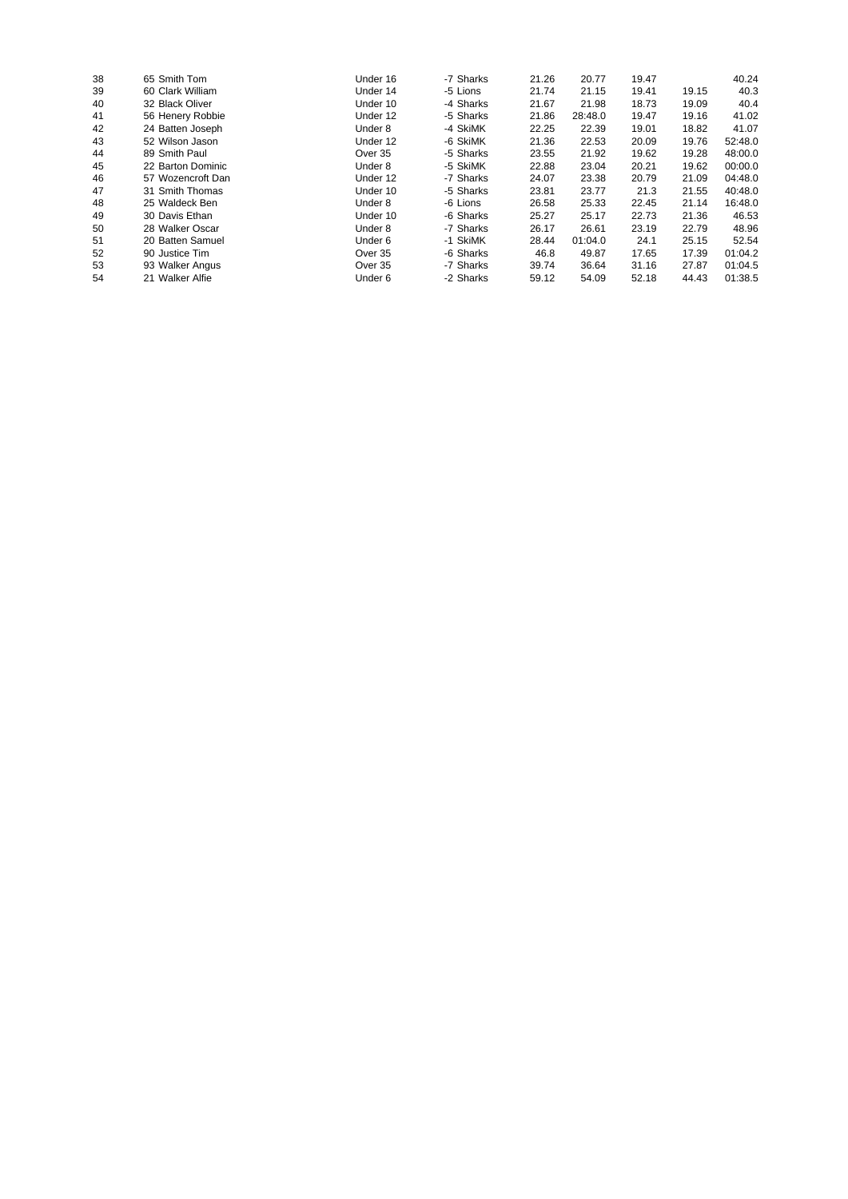| | | | | | | | | |
|---|---|---|---|---|---|---|---|---|
| 38 | 65 Smith Tom | Under 16 | -7 Sharks | 21.26 | 20.77 | 19.47 | | 40.24 |
| 39 | 60 Clark William | Under 14 | -5 Lions | 21.74 | 21.15 | 19.41 | 19.15 | 40.3 |
| 40 | 32 Black Oliver | Under 10 | -4 Sharks | 21.67 | 21.98 | 18.73 | 19.09 | 40.4 |
| 41 | 56 Henery Robbie | Under 12 | -5 Sharks | 21.86 | 28:48.0 | 19.47 | 19.16 | 41.02 |
| 42 | 24 Batten Joseph | Under 8 | -4 SkiMK | 22.25 | 22.39 | 19.01 | 18.82 | 41.07 |
| 43 | 52 Wilson Jason | Under 12 | -6 SkiMK | 21.36 | 22.53 | 20.09 | 19.76 | 52:48.0 |
| 44 | 89 Smith Paul | Over 35 | -5 Sharks | 23.55 | 21.92 | 19.62 | 19.28 | 48:00.0 |
| 45 | 22 Barton Dominic | Under 8 | -5 SkiMK | 22.88 | 23.04 | 20.21 | 19.62 | 00:00.0 |
| 46 | 57 Wozencroft Dan | Under 12 | -7 Sharks | 24.07 | 23.38 | 20.79 | 21.09 | 04:48.0 |
| 47 | 31 Smith Thomas | Under 10 | -5 Sharks | 23.81 | 23.77 | 21.3 | 21.55 | 40:48.0 |
| 48 | 25 Waldeck Ben | Under 8 | -6 Lions | 26.58 | 25.33 | 22.45 | 21.14 | 16:48.0 |
| 49 | 30 Davis Ethan | Under 10 | -6 Sharks | 25.27 | 25.17 | 22.73 | 21.36 | 46.53 |
| 50 | 28 Walker Oscar | Under 8 | -7 Sharks | 26.17 | 26.61 | 23.19 | 22.79 | 48.96 |
| 51 | 20 Batten Samuel | Under 6 | -1 SkiMK | 28.44 | 01:04.0 | 24.1 | 25.15 | 52.54 |
| 52 | 90 Justice Tim | Over 35 | -6 Sharks | 46.8 | 49.87 | 17.65 | 17.39 | 01:04.2 |
| 53 | 93 Walker Angus | Over 35 | -7 Sharks | 39.74 | 36.64 | 31.16 | 27.87 | 01:04.5 |
| 54 | 21 Walker Alfie | Under 6 | -2 Sharks | 59.12 | 54.09 | 52.18 | 44.43 | 01:38.5 |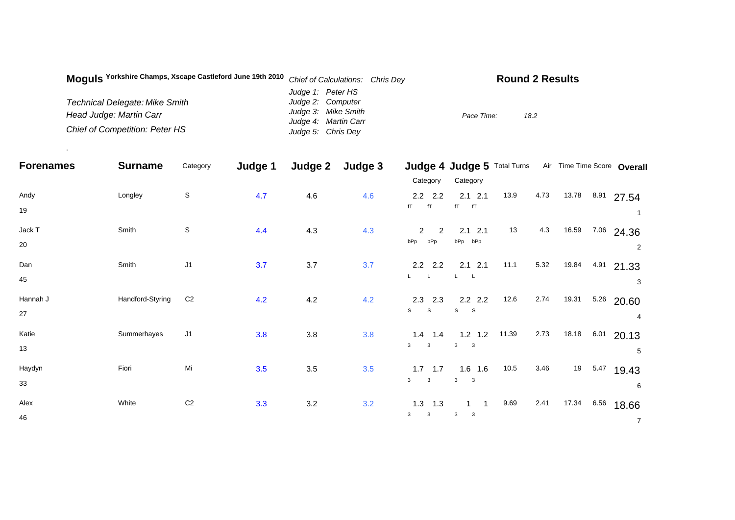**Moguls** **Yorkshire Champs, Xscape Castleford June 19th 2010**

*Technical Delegate: Mike Smith*
*Head Judge: Martin Carr*
*Chief of Competition: Peter HS*

*Chief of Calculations: Chris Dey*
*Judge 1: Peter HS*
*Judge 2: Computer*
*Judge 3: Mike Smith*
*Judge 4: Martin Carr*
*Judge 5: Chris Dey*

## Round 2 Results

*Pace Time:* *18.2*

| Forenames | Surname | Category | Judge 1 | Judge 2 | Judge 3 | Judge 4 Category | | Judge 5 Category | | Total Turns | Air | Time | Time Score | Overall |
|---|---|---|---|---|---|---|---|---|---|---|---|---|---|---|
| Andy<br>19 | Longley | S | 4.7 | 4.6 | 4.6 | 2.2<br>fT | 2.2<br>fT | 2.1<br>fT | 2.1<br>fT | 13.9 | 4.73 | 13.78 | 8.91 | 27.54<br>1 |
| Jack T<br>20 | Smith | S | 4.4 | 4.3 | 4.3 | 2<br>bPp | 2<br>bPp | 2.1<br>bPp | 2.1<br>bPp | 13 | 4.3 | 16.59 | 7.06 | 24.36<br>2 |
| Dan<br>45 | Smith | J1 | 3.7 | 3.7 | 3.7 | 2.2<br>L | 2.2<br>L | 2.1<br>L | 2.1<br>L | 11.1 | 5.32 | 19.84 | 4.91 | 21.33<br>3 |
| Hannah J<br>27 | Handford-Styring | C2 | 4.2 | 4.2 | 4.2 | 2.3<br>S | 2.3<br>S | 2.2<br>S | 2.2<br>S | 12.6 | 2.74 | 19.31 | 5.26 | 20.60<br>4 |
| Katie<br>13 | Summerhayes | J1 | 3.8 | 3.8 | 3.8 | 1.4<br>3 | 1.4<br>3 | 1.2<br>3 | 1.2<br>3 | 11.39 | 2.73 | 18.18 | 6.01 | 20.13<br>5 |
| Haydyn<br>33 | Fiori | Mi | 3.5 | 3.5 | 3.5 | 1.7<br>3 | 1.7<br>3 | 1.6<br>3 | 1.6<br>3 | 10.5 | 3.46 | 19 | 5.47 | 19.43<br>6 |
| Alex<br>46 | White | C2 | 3.3 | 3.2 | 3.2 | 1.3<br>3 | 1.3<br>3 | 1<br>3 | 1<br>3 | 9.69 | 2.41 | 17.34 | 6.56 | 18.66<br>7 |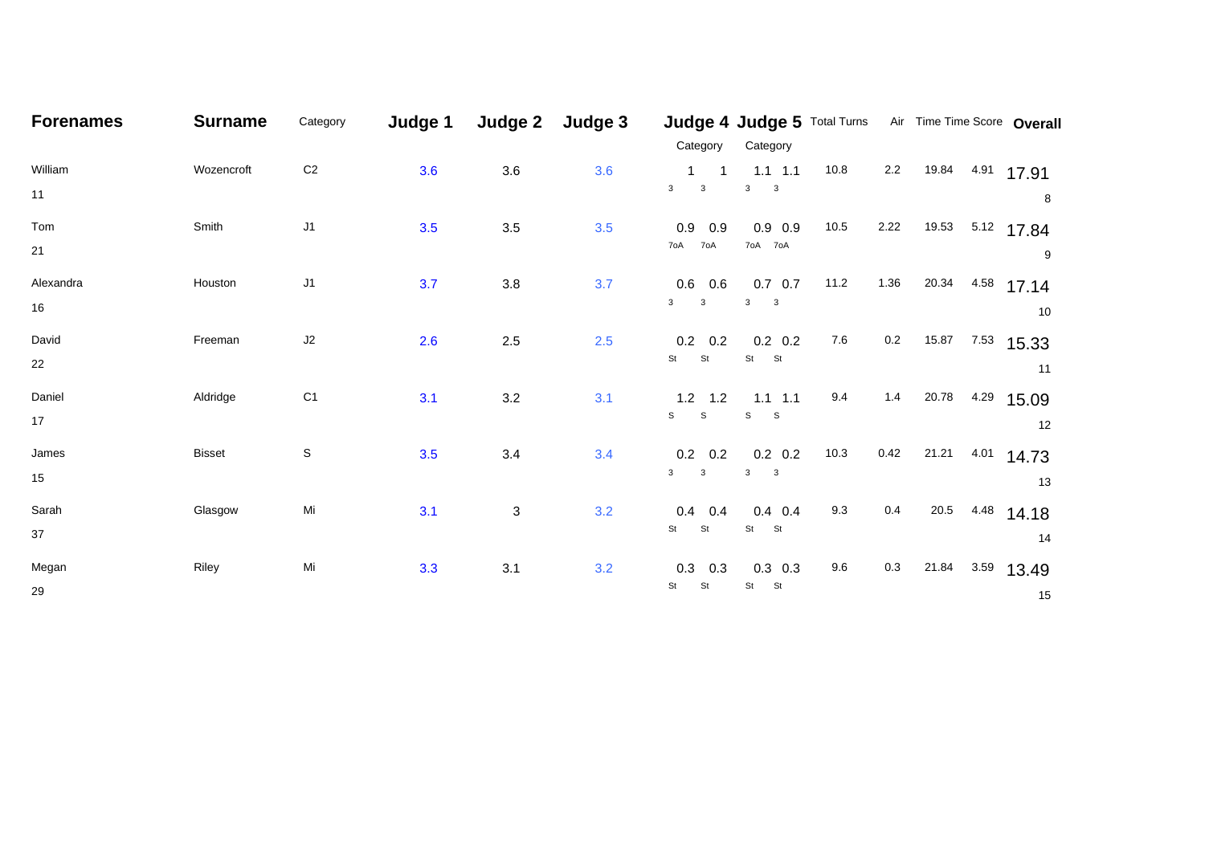| Forenames | Surname | Category | Judge 1 | Judge 2 | Judge 3 | Judge 4 Category | | Judge 5 Category | | Total Turns | Air | Time | Time Score | Overall |
|---|---|---|---|---|---|---|---|---|---|---|---|---|---|---|
| William 11 | Wozencroft | C2 | 3.6 | 3.6 | 3.6 | 1 3 | 1 3 | 1.1 3 | 1.1 3 | 10.8 | 2.2 | 19.84 | 4.91 | 17.91 8 |
| Tom 21 | Smith | J1 | 3.5 | 3.5 | 3.5 | 0.9 7oA | 0.9 7oA | 0.9 7oA | 0.9 7oA | 10.5 | 2.22 | 19.53 | 5.12 | 17.84 9 |
| Alexandra 16 | Houston | J1 | 3.7 | 3.8 | 3.7 | 0.6 3 | 0.6 3 | 0.7 3 | 0.7 3 | 11.2 | 1.36 | 20.34 | 4.58 | 17.14 10 |
| David 22 | Freeman | J2 | 2.6 | 2.5 | 2.5 | 0.2 St | 0.2 St | 0.2 St | 0.2 St | 7.6 | 0.2 | 15.87 | 7.53 | 15.33 11 |
| Daniel 17 | Aldridge | C1 | 3.1 | 3.2 | 3.1 | 1.2 S | 1.2 S | 1.1 S | 1.1 S | 9.4 | 1.4 | 20.78 | 4.29 | 15.09 12 |
| James 15 | Bisset | S | 3.5 | 3.4 | 3.4 | 0.2 3 | 0.2 3 | 0.2 3 | 0.2 3 | 10.3 | 0.42 | 21.21 | 4.01 | 14.73 13 |
| Sarah 37 | Glasgow | Mi | 3.1 | 3 | 3.2 | 0.4 St | 0.4 St | 0.4 St | 0.4 St | 9.3 | 0.4 | 20.5 | 4.48 | 14.18 14 |
| Megan 29 | Riley | Mi | 3.3 | 3.1 | 3.2 | 0.3 St | 0.3 St | 0.3 St | 0.3 St | 9.6 | 0.3 | 21.84 | 3.59 | 13.49 15 |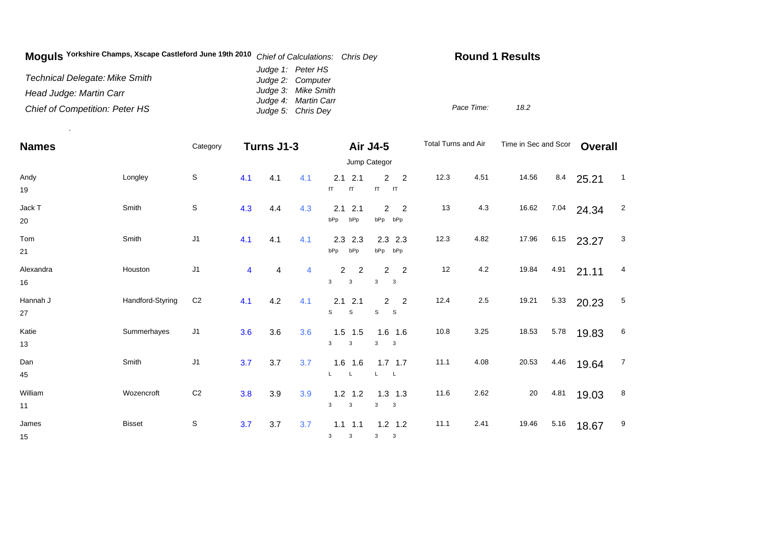**Moguls** Yorkshire Champs, Xscape Castleford June 19th 2010

*Technical Delegate: Mike Smith*

*Head Judge: Martin Carr*

*Chief of Competition: Peter HS*

*Chief of Calculations: Chris Dey*

*Judge 1: Peter HS*
*Judge 2: Computer*
*Judge 3: Mike Smith*
*Judge 4: Martin Carr*
*Judge 5: Chris Dey*

**Round 1 Results**

*Pace Time:* 18.2

| Names | | Category | Turns J1-3 | | | Air J4-5 | | | | Total Turns and Air | | Time in Sec and Scor | | Overall | |
|---|---|---|---|---|---|---|---|---|---|---|---|---|---|---|---|
| | | | | | | Jump Categor | | | | | | | | | |
| Andy 19 | Longley | S | 4.1 | 4.1 | 4.1 | 2.1 fT | 2.1 fT | 2 fT | 2 fT | 12.3 | 4.51 | 14.56 | 8.4 | 25.21 | 1 |
| Jack T 20 | Smith | S | 4.3 | 4.4 | 4.3 | 2.1 bPp | 2.1 bPp | 2 bPp | 2 bPp | 13 | 4.3 | 16.62 | 7.04 | 24.34 | 2 |
| Tom 21 | Smith | J1 | 4.1 | 4.1 | 4.1 | 2.3 bPp | 2.3 bPp | 2.3 bPp | 2.3 bPp | 12.3 | 4.82 | 17.96 | 6.15 | 23.27 | 3 |
| Alexandra 16 | Houston | J1 | 4 | 4 | 4 | 2 3 | 2 3 | 2 3 | 2 3 | 12 | 4.2 | 19.84 | 4.91 | 21.11 | 4 |
| Hannah J 27 | Handford-Styring | C2 | 4.1 | 4.2 | 4.1 | 2.1 S | 2.1 S | 2 S | 2 S | 12.4 | 2.5 | 19.21 | 5.33 | 20.23 | 5 |
| Katie 13 | Summerhayes | J1 | 3.6 | 3.6 | 3.6 | 1.5 3 | 1.5 3 | 1.6 3 | 1.6 3 | 10.8 | 3.25 | 18.53 | 5.78 | 19.83 | 6 |
| Dan 45 | Smith | J1 | 3.7 | 3.7 | 3.7 | 1.6 L | 1.6 L | 1.7 L | 1.7 L | 11.1 | 4.08 | 20.53 | 4.46 | 19.64 | 7 |
| William 11 | Wozencroft | C2 | 3.8 | 3.9 | 3.9 | 1.2 3 | 1.2 3 | 1.3 3 | 1.3 3 | 11.6 | 2.62 | 20 | 4.81 | 19.03 | 8 |
| James 15 | Bisset | S | 3.7 | 3.7 | 3.7 | 1.1 3 | 1.1 3 | 1.2 3 | 1.2 3 | 11.1 | 2.41 | 19.46 | 5.16 | 18.67 | 9 |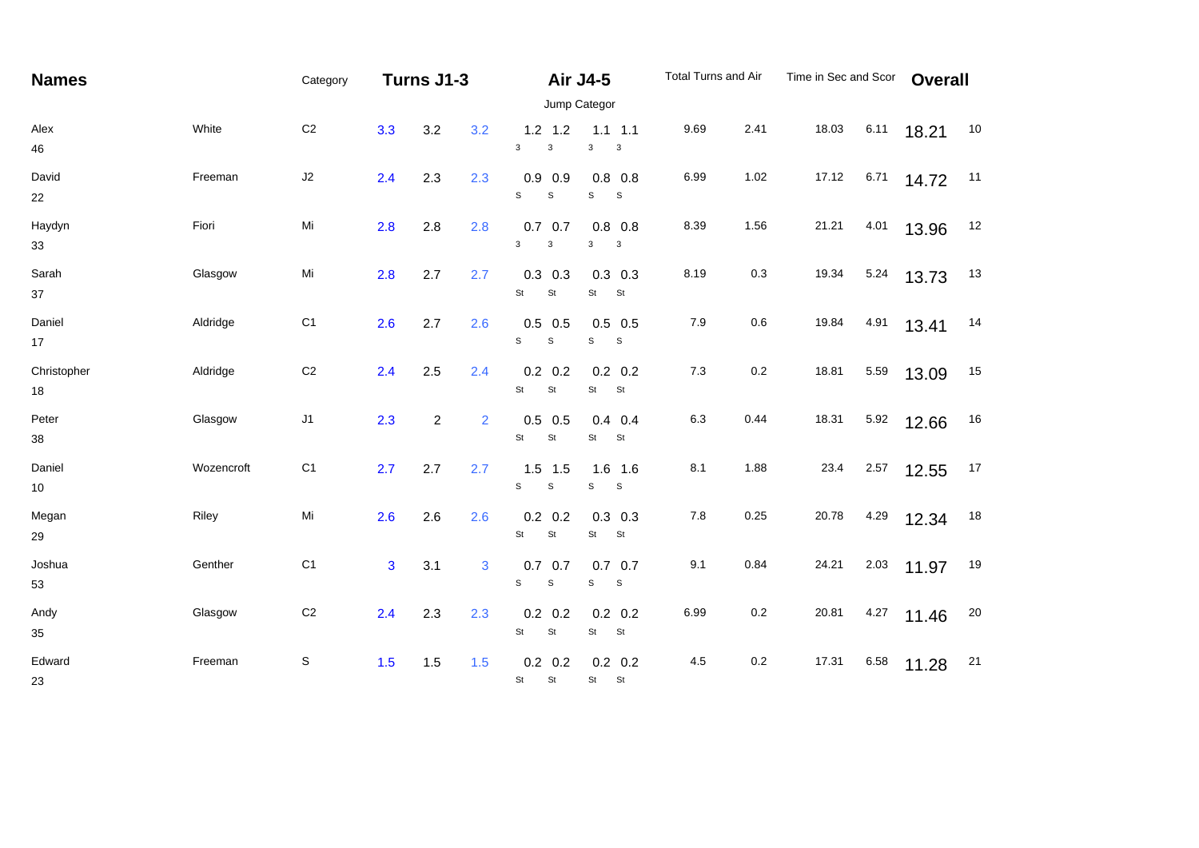| Names | | Category | Turns J1-3 | | | Air J4-5 | | | | Total Turns and Air | | Time in Sec and Scor | | Overall | |
|---|---|---|---|---|---|---|---|---|---|---|---|---|---|---|---|
| | | | | | | Jump Categor | | | | | | | | | |
| Alex 46 | White | C2 | 3.3 | 3.2 | 3.2 | 1.2 3 | 1.2 3 | 1.1 3 | 1.1 3 | 9.69 | 2.41 | 18.03 | 6.11 | 18.21 | 10 |
| David 22 | Freeman | J2 | 2.4 | 2.3 | 2.3 | 0.9 S | 0.9 S | 0.8 S | 0.8 S | 6.99 | 1.02 | 17.12 | 6.71 | 14.72 | 11 |
| Haydyn 33 | Fiori | Mi | 2.8 | 2.8 | 2.8 | 0.7 3 | 0.7 3 | 0.8 3 | 0.8 3 | 8.39 | 1.56 | 21.21 | 4.01 | 13.96 | 12 |
| Sarah 37 | Glasgow | Mi | 2.8 | 2.7 | 2.7 | 0.3 St | 0.3 St | 0.3 St | 0.3 St | 8.19 | 0.3 | 19.34 | 5.24 | 13.73 | 13 |
| Daniel 17 | Aldridge | C1 | 2.6 | 2.7 | 2.6 | 0.5 S | 0.5 S | 0.5 S | 0.5 S | 7.9 | 0.6 | 19.84 | 4.91 | 13.41 | 14 |
| Christopher 18 | Aldridge | C2 | 2.4 | 2.5 | 2.4 | 0.2 St | 0.2 St | 0.2 St | 0.2 St | 7.3 | 0.2 | 18.81 | 5.59 | 13.09 | 15 |
| Peter 38 | Glasgow | J1 | 2.3 | 2 | 2 | 0.5 St | 0.5 St | 0.4 St | 0.4 St | 6.3 | 0.44 | 18.31 | 5.92 | 12.66 | 16 |
| Daniel 10 | Wozencroft | C1 | 2.7 | 2.7 | 2.7 | 1.5 S | 1.5 S | 1.6 S | 1.6 S | 8.1 | 1.88 | 23.4 | 2.57 | 12.55 | 17 |
| Megan 29 | Riley | Mi | 2.6 | 2.6 | 2.6 | 0.2 St | 0.2 St | 0.3 St | 0.3 St | 7.8 | 0.25 | 20.78 | 4.29 | 12.34 | 18 |
| Joshua 53 | Genther | C1 | 3 | 3.1 | 3 | 0.7 S | 0.7 S | 0.7 S | 0.7 S | 9.1 | 0.84 | 24.21 | 2.03 | 11.97 | 19 |
| Andy 35 | Glasgow | C2 | 2.4 | 2.3 | 2.3 | 0.2 St | 0.2 St | 0.2 St | 0.2 St | 6.99 | 0.2 | 20.81 | 4.27 | 11.46 | 20 |
| Edward 23 | Freeman | S | 1.5 | 1.5 | 1.5 | 0.2 St | 0.2 St | 0.2 St | 0.2 St | 4.5 | 0.2 | 17.31 | 6.58 | 11.28 | 21 |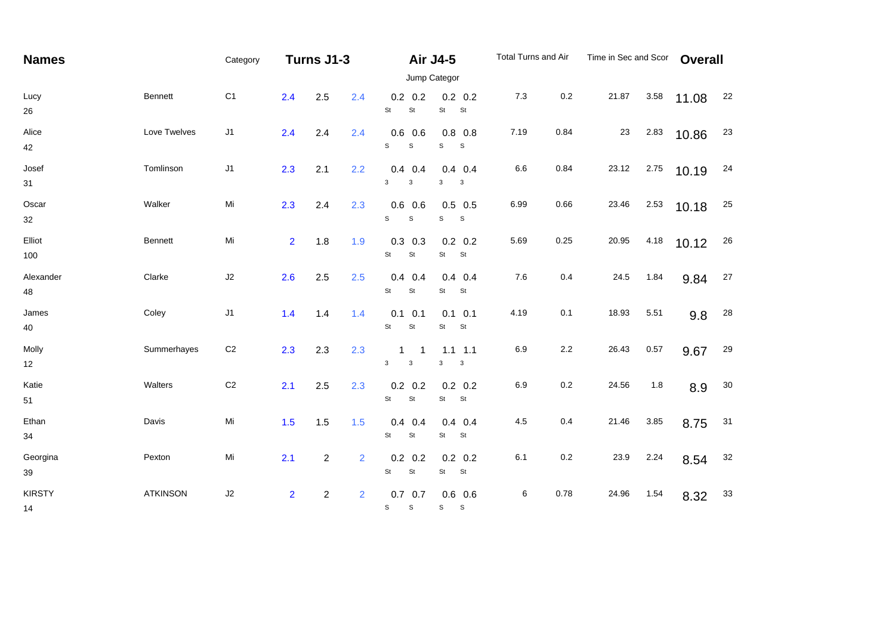| Names | | Category | Turns J1-3 | | | Air J4-5 | | | | Total Turns and Air | | Time in Sec and Scor | | Overall | |
|---|---|---|---|---|---|---|---|---|---|---|---|---|---|---|---|
| | | | | | | Jump Categor | | | | | | | | | |
| Lucy 26 | Bennett | C1 | 2.4 | 2.5 | 2.4 | 0.2 St | 0.2 St | 0.2 St | 0.2 St | 7.3 | 0.2 | 21.87 | 3.58 | 11.08 | 22 |
| Alice 42 | Love Twelves | J1 | 2.4 | 2.4 | 2.4 | 0.6 S | 0.6 S | 0.8 S | 0.8 S | 7.19 | 0.84 | 23 | 2.83 | 10.86 | 23 |
| Josef 31 | Tomlinson | J1 | 2.3 | 2.1 | 2.2 | 0.4 3 | 0.4 3 | 0.4 3 | 0.4 3 | 6.6 | 0.84 | 23.12 | 2.75 | 10.19 | 24 |
| Oscar 32 | Walker | Mi | 2.3 | 2.4 | 2.3 | 0.6 S | 0.6 S | 0.5 S | 0.5 S | 6.99 | 0.66 | 23.46 | 2.53 | 10.18 | 25 |
| Elliot 100 | Bennett | Mi | 2 | 1.8 | 1.9 | 0.3 St | 0.3 St | 0.2 St | 0.2 St | 5.69 | 0.25 | 20.95 | 4.18 | 10.12 | 26 |
| Alexander 48 | Clarke | J2 | 2.6 | 2.5 | 2.5 | 0.4 St | 0.4 St | 0.4 St | 0.4 St | 7.6 | 0.4 | 24.5 | 1.84 | 9.84 | 27 |
| James 40 | Coley | J1 | 1.4 | 1.4 | 1.4 | 0.1 St | 0.1 St | 0.1 St | 0.1 St | 4.19 | 0.1 | 18.93 | 5.51 | 9.8 | 28 |
| Molly 12 | Summerhayes | C2 | 2.3 | 2.3 | 2.3 | 1 3 | 1 3 | 1.1 3 | 1.1 3 | 6.9 | 2.2 | 26.43 | 0.57 | 9.67 | 29 |
| Katie 51 | Walters | C2 | 2.1 | 2.5 | 2.3 | 0.2 St | 0.2 St | 0.2 St | 0.2 St | 6.9 | 0.2 | 24.56 | 1.8 | 8.9 | 30 |
| Ethan 34 | Davis | Mi | 1.5 | 1.5 | 1.5 | 0.4 St | 0.4 St | 0.4 St | 0.4 St | 4.5 | 0.4 | 21.46 | 3.85 | 8.75 | 31 |
| Georgina 39 | Pexton | Mi | 2.1 | 2 | 2 | 0.2 St | 0.2 St | 0.2 St | 0.2 St | 6.1 | 0.2 | 23.9 | 2.24 | 8.54 | 32 |
| KIRSTY 14 | ATKINSON | J2 | 2 | 2 | 2 | 0.7 S | 0.7 S | 0.6 S | 0.6 S | 6 | 0.78 | 24.96 | 1.54 | 8.32 | 33 |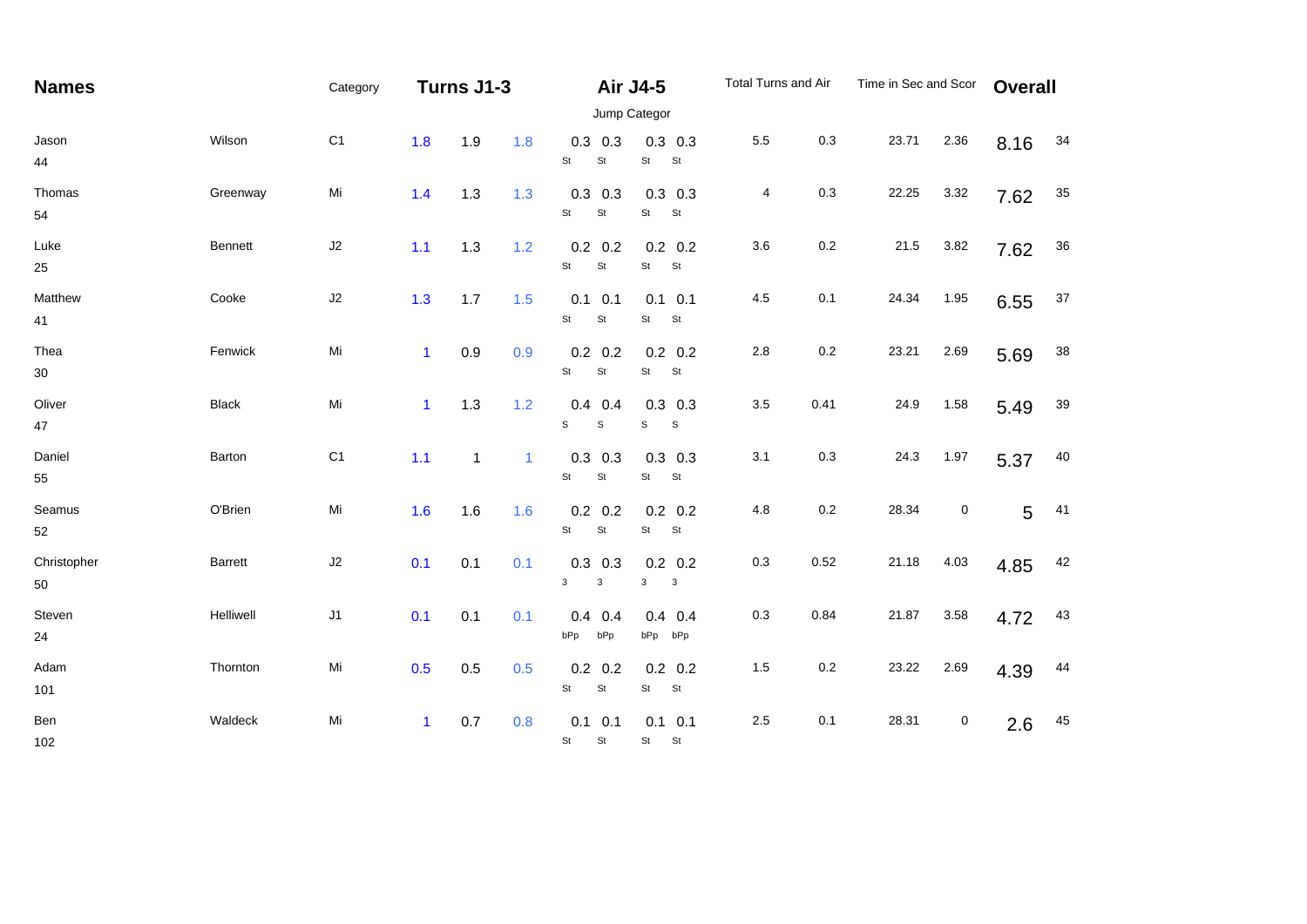| Names | | Category | Turns J1-3 | | | Air J4-5 | | | | Total Turns and Air | | Time in Sec and Scor | | Overall | |
|---|---|---|---|---|---|---|---|---|---|---|---|---|---|---|---|
| | | | | | | Jump Categor | | | | | | | | | |
| Jason 44 | Wilson | C1 | 1.8 | 1.9 | 1.8 | 0.3 St | 0.3 St | 0.3 St | 0.3 St | 5.5 | 0.3 | 23.71 | 2.36 | 8.16 | 34 |
| Thomas 54 | Greenway | Mi | 1.4 | 1.3 | 1.3 | 0.3 St | 0.3 St | 0.3 St | 0.3 St | 4 | 0.3 | 22.25 | 3.32 | 7.62 | 35 |
| Luke 25 | Bennett | J2 | 1.1 | 1.3 | 1.2 | 0.2 St | 0.2 St | 0.2 St | 0.2 St | 3.6 | 0.2 | 21.5 | 3.82 | 7.62 | 36 |
| Matthew 41 | Cooke | J2 | 1.3 | 1.7 | 1.5 | 0.1 St | 0.1 St | 0.1 St | 0.1 St | 4.5 | 0.1 | 24.34 | 1.95 | 6.55 | 37 |
| Thea 30 | Fenwick | Mi | 1 | 0.9 | 0.9 | 0.2 St | 0.2 St | 0.2 St | 0.2 St | 2.8 | 0.2 | 23.21 | 2.69 | 5.69 | 38 |
| Oliver 47 | Black | Mi | 1 | 1.3 | 1.2 | 0.4 S | 0.4 S | 0.3 S | 0.3 S | 3.5 | 0.41 | 24.9 | 1.58 | 5.49 | 39 |
| Daniel 55 | Barton | C1 | 1.1 | 1 | 1 | 0.3 St | 0.3 St | 0.3 St | 0.3 St | 3.1 | 0.3 | 24.3 | 1.97 | 5.37 | 40 |
| Seamus 52 | O'Brien | Mi | 1.6 | 1.6 | 1.6 | 0.2 St | 0.2 St | 0.2 St | 0.2 St | 4.8 | 0.2 | 28.34 | 0 | 5 | 41 |
| Christopher 50 | Barrett | J2 | 0.1 | 0.1 | 0.1 | 0.3 3 | 0.3 3 | 0.2 3 | 0.2 3 | 0.3 | 0.52 | 21.18 | 4.03 | 4.85 | 42 |
| Steven 24 | Helliwell | J1 | 0.1 | 0.1 | 0.1 | 0.4 bPp | 0.4 bPp | 0.4 bPp | 0.4 bPp | 0.3 | 0.84 | 21.87 | 3.58 | 4.72 | 43 |
| Adam 101 | Thornton | Mi | 0.5 | 0.5 | 0.5 | 0.2 St | 0.2 St | 0.2 St | 0.2 St | 1.5 | 0.2 | 23.22 | 2.69 | 4.39 | 44 |
| Ben 102 | Waldeck | Mi | 1 | 0.7 | 0.8 | 0.1 St | 0.1 St | 0.1 St | 0.1 St | 2.5 | 0.1 | 28.31 | 0 | 2.6 | 45 |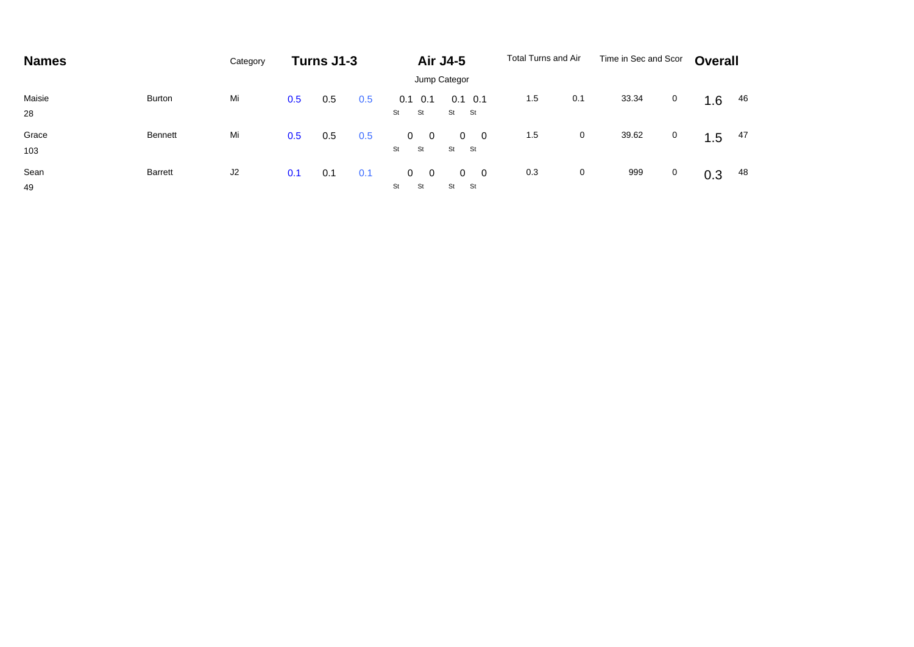| Names | | Category | Turns J1-3 | | | Air J4-5 | | | | Total Turns and Air | | Time in Sec and Scor | | Overall | |
|---|---|---|---|---|---|---|---|---|---|---|---|---|---|---|---|
| | | | | | | Jump Categor | | | | | | | | | |
| Maisie 28 | Burton | Mi | 0.5 | 0.5 | 0.5 | 0.1 St | 0.1 St | 0.1 St | 0.1 St | 1.5 | 0.1 | 33.34 | 0 | 1.6 | 46 |
| Grace 103 | Bennett | Mi | 0.5 | 0.5 | 0.5 | 0 St | 0 St | 0 St | 0 St | 1.5 | 0 | 39.62 | 0 | 1.5 | 47 |
| Sean 49 | Barrett | J2 | 0.1 | 0.1 | 0.1 | 0 St | 0 St | 0 St | 0 St | 0.3 | 0 | 999 | 0 | 0.3 | 48 |